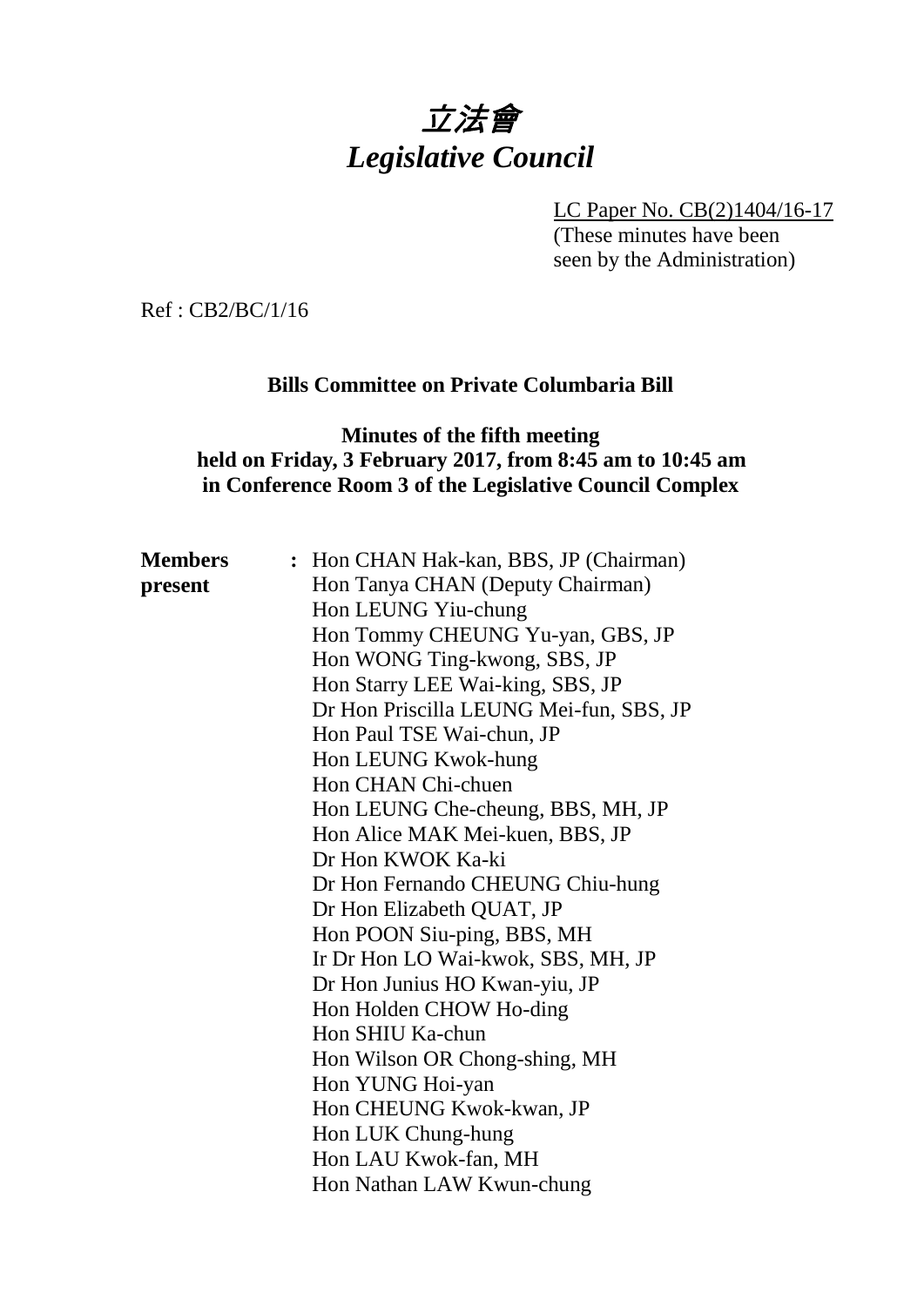# 立法會
# *Legislative Council*

LC Paper No. CB(2)1404/16-17
(These minutes have been seen by the Administration)

Ref : CB2/BC/1/16

**Bills Committee on Private Columbaria Bill**

**Minutes of the fifth meeting held on Friday, 3 February 2017, from 8:45 am to 10:45 am in Conference Room 3 of the Legislative Council Complex**

| | | |
|---|---|---|
| **Members present** | **:** | Hon CHAN Hak-kan, BBS, JP (Chairman)<br>Hon Tanya CHAN (Deputy Chairman)<br>Hon LEUNG Yiu-chung<br>Hon Tommy CHEUNG Yu-yan, GBS, JP<br>Hon WONG Ting-kwong, SBS, JP<br>Hon Starry LEE Wai-king, SBS, JP<br>Dr Hon Priscilla LEUNG Mei-fun, SBS, JP<br>Hon Paul TSE Wai-chun, JP<br>Hon LEUNG Kwok-hung<br>Hon CHAN Chi-chuen<br>Hon LEUNG Che-cheung, BBS, MH, JP<br>Hon Alice MAK Mei-kuen, BBS, JP<br>Dr Hon KWOK Ka-ki<br>Dr Hon Fernando CHEUNG Chiu-hung<br>Dr Hon Elizabeth QUAT, JP<br>Hon POON Siu-ping, BBS, MH<br>Ir Dr Hon LO Wai-kwok, SBS, MH, JP<br>Dr Hon Junius HO Kwan-yiu, JP<br>Hon Holden CHOW Ho-ding<br>Hon SHIU Ka-chun<br>Hon Wilson OR Chong-shing, MH<br>Hon YUNG Hoi-yan<br>Hon CHEUNG Kwok-kwan, JP<br>Hon LUK Chung-hung<br>Hon LAU Kwok-fan, MH<br>Hon Nathan LAW Kwun-chung |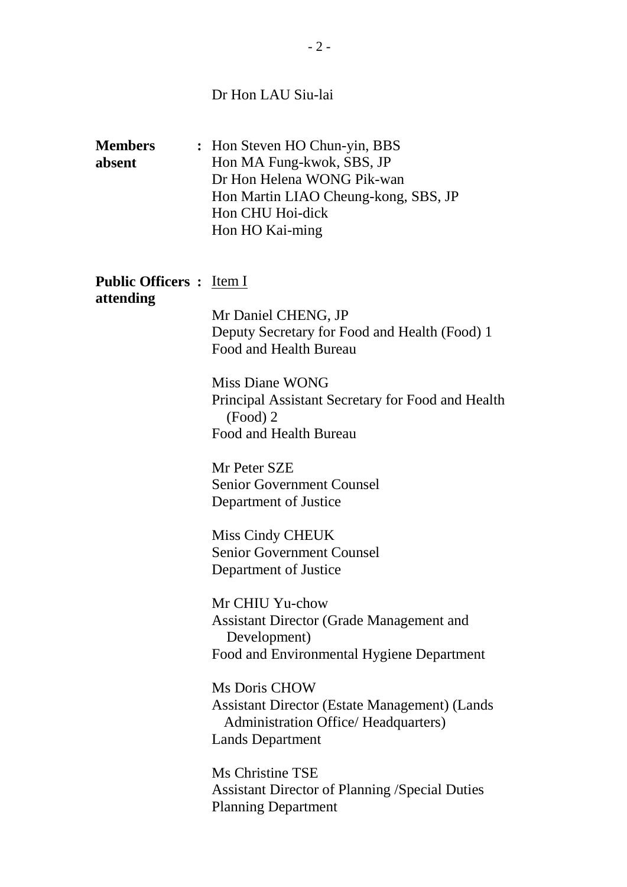Dr Hon LAU Siu-lai

**Members absent** : Hon Steven HO Chun-yin, BBS
Hon MA Fung-kwok, SBS, JP
Dr Hon Helena WONG Pik-wan
Hon Martin LIAO Cheung-kong, SBS, JP
Hon CHU Hoi-dick
Hon HO Kai-ming

**Public Officers attending** : Item I

Mr Daniel CHENG, JP
Deputy Secretary for Food and Health (Food) 1
Food and Health Bureau

Miss Diane WONG
Principal Assistant Secretary for Food and Health (Food) 2
Food and Health Bureau

Mr Peter SZE
Senior Government Counsel
Department of Justice

Miss Cindy CHEUK
Senior Government Counsel
Department of Justice

Mr CHIU Yu-chow
Assistant Director (Grade Management and Development)
Food and Environmental Hygiene Department

Ms Doris CHOW
Assistant Director (Estate Management) (Lands Administration Office/ Headquarters)
Lands Department

Ms Christine TSE
Assistant Director of Planning /Special Duties
Planning Department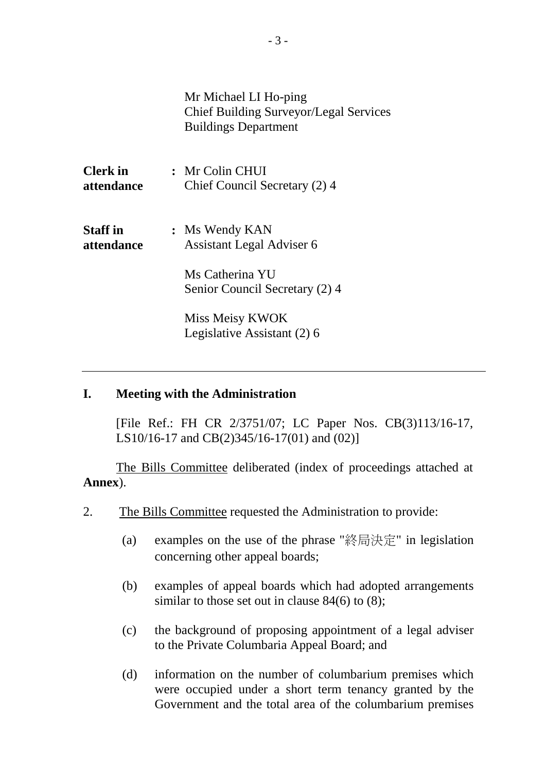Mr Michael LI Ho-ping
Chief Building Surveyor/Legal Services
Buildings Department

| | | |
|---|---|---|
| **Clerk in attendance** | **:** | Mr Colin CHUI<br>Chief Council Secretary (2) 4 |
| **Staff in attendance** | **:** | Ms Wendy KAN<br>Assistant Legal Adviser 6<br><br>Ms Catherina YU<br>Senior Council Secretary (2) 4<br><br>Miss Meisy KWOK<br>Legislative Assistant (2) 6 |

---

## I. Meeting with the Administration

[File Ref.: FH CR 2/3751/07; LC Paper Nos. CB(3)113/16-17, LS10/16-17 and CB(2)345/16-17(01) and (02)]

The Bills Committee deliberated (index of proceedings attached at **Annex**).

2. The Bills Committee requested the Administration to provide:

   (a) examples on the use of the phrase "終局決定" in legislation concerning other appeal boards;

   (b) examples of appeal boards which had adopted arrangements similar to those set out in clause 84(6) to (8);

   (c) the background of proposing appointment of a legal adviser to the Private Columbaria Appeal Board; and

   (d) information on the number of columbarium premises which were occupied under a short term tenancy granted by the Government and the total area of the columbarium premises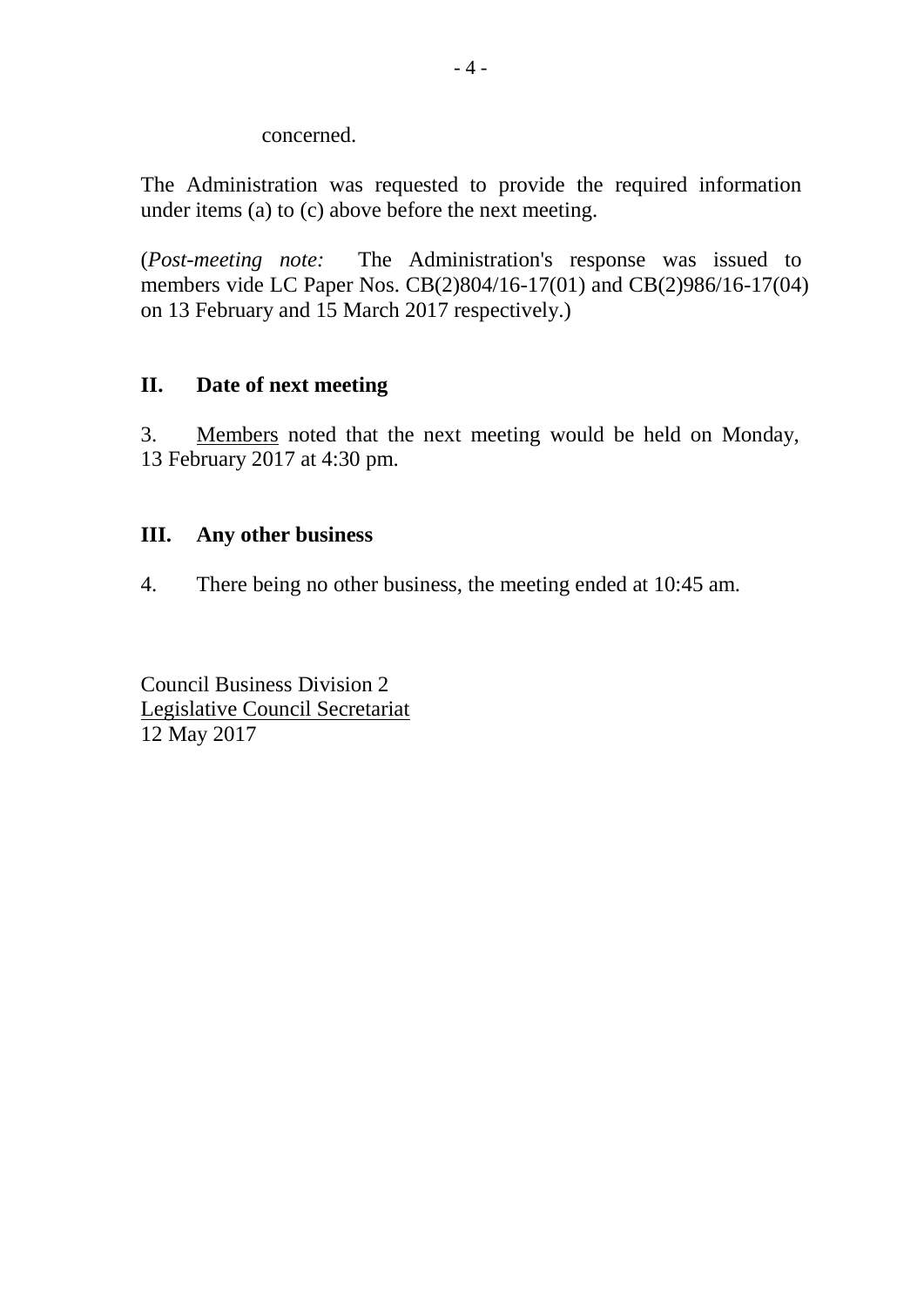concerned.

The Administration was requested to provide the required information under items (a) to (c) above before the next meeting.

(*Post-meeting note:* The Administration's response was issued to members vide LC Paper Nos. CB(2)804/16-17(01) and CB(2)986/16-17(04) on 13 February and 15 March 2017 respectively.)

## II. Date of next meeting

3. Members noted that the next meeting would be held on Monday, 13 February 2017 at 4:30 pm.

## III. Any other business

4. There being no other business, the meeting ended at 10:45 am.

Council Business Division 2
Legislative Council Secretariat
12 May 2017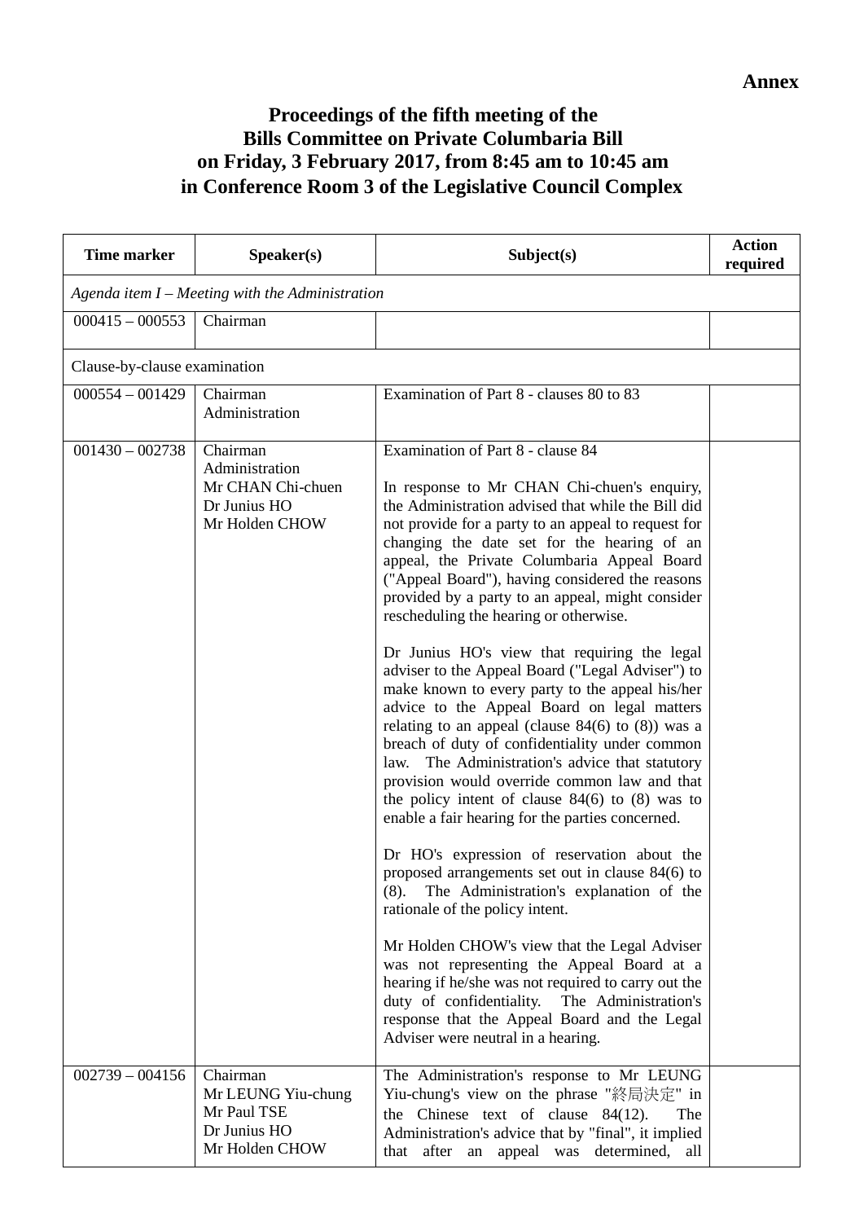**Annex**

# Proceedings of the fifth meeting of the Bills Committee on Private Columbaria Bill on Friday, 3 February 2017, from 8:45 am to 10:45 am in Conference Room 3 of the Legislative Council Complex

| Time marker | Speaker(s) | Subject(s) | Action required |
|---|---|---|---|
| *Agenda item I – Meeting with the Administration* | | | |
| 000415 – 000553 | Chairman | | |
| Clause-by-clause examination | | | |
| 000554 – 001429 | Chairman<br>Administration | Examination of Part 8 - clauses 80 to 83 | |
| 001430 – 002738 | Chairman<br>Administration<br>Mr CHAN Chi-chuen<br>Dr Junius HO<br>Mr Holden CHOW | Examination of Part 8 - clause 84<br><br>In response to Mr CHAN Chi-chuen's enquiry, the Administration advised that while the Bill did not provide for a party to an appeal to request for changing the date set for the hearing of an appeal, the Private Columbaria Appeal Board ("Appeal Board"), having considered the reasons provided by a party to an appeal, might consider rescheduling the hearing or otherwise.<br><br>Dr Junius HO's view that requiring the legal adviser to the Appeal Board ("Legal Adviser") to make known to every party to the appeal his/her advice to the Appeal Board on legal matters relating to an appeal (clause 84(6) to (8)) was a breach of duty of confidentiality under common law. The Administration's advice that statutory provision would override common law and that the policy intent of clause 84(6) to (8) was to enable a fair hearing for the parties concerned.<br><br>Dr HO's expression of reservation about the proposed arrangements set out in clause 84(6) to (8). The Administration's explanation of the rationale of the policy intent.<br><br>Mr Holden CHOW's view that the Legal Adviser was not representing the Appeal Board at a hearing if he/she was not required to carry out the duty of confidentiality. The Administration's response that the Appeal Board and the Legal Adviser were neutral in a hearing. | |
| 002739 – 004156 | Chairman<br>Mr LEUNG Yiu-chung<br>Mr Paul TSE<br>Dr Junius HO<br>Mr Holden CHOW | The Administration's response to Mr LEUNG Yiu-chung's view on the phrase "終局決定" in the Chinese text of clause 84(12). The Administration's advice that by "final", it implied that after an appeal was determined, all | |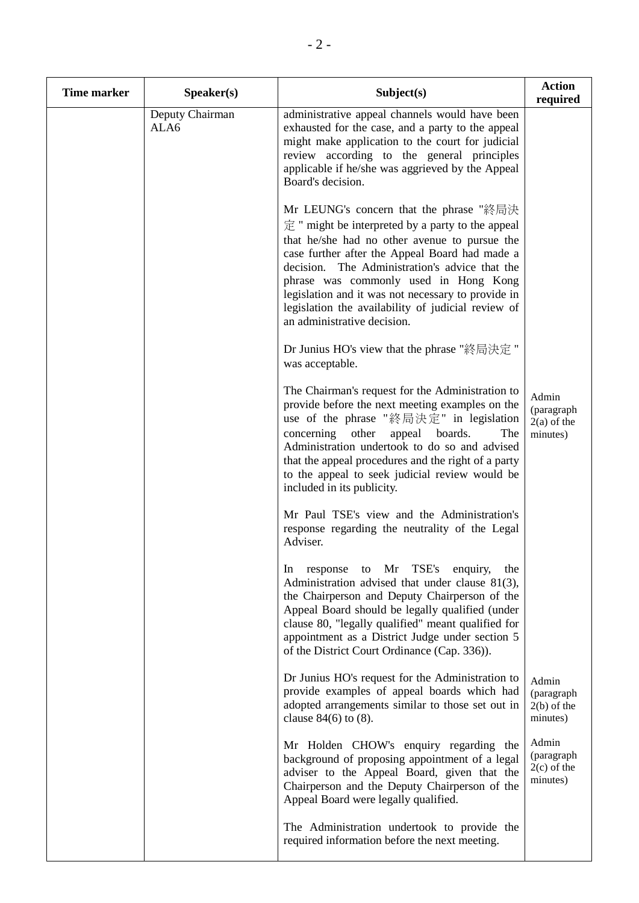| Time marker | Speaker(s) | Subject(s) | Action required |
|---|---|---|---|
| | Deputy Chairman<br>ALA6 | administrative appeal channels would have been exhausted for the case, and a party to the appeal might make application to the court for judicial review according to the general principles applicable if he/she was aggrieved by the Appeal Board's decision.<br><br>Mr LEUNG's concern that the phrase "終局決定" might be interpreted by a party to the appeal that he/she had no other avenue to pursue the case further after the Appeal Board had made a decision. The Administration's advice that the phrase was commonly used in Hong Kong legislation and it was not necessary to provide in legislation the availability of judicial review of an administrative decision.<br><br>Dr Junius HO's view that the phrase "終局決定" was acceptable.<br><br>The Chairman's request for the Administration to provide before the next meeting examples on the use of the phrase "終局決定" in legislation concerning other appeal boards. The Administration undertook to do so and advised that the appeal procedures and the right of a party to the appeal to seek judicial review would be included in its publicity.<br><br>Mr Paul TSE's view and the Administration's response regarding the neutrality of the Legal Adviser.<br><br>In response to Mr TSE's enquiry, the Administration advised that under clause 81(3), the Chairperson and Deputy Chairperson of the Appeal Board should be legally qualified (under clause 80, "legally qualified" meant qualified for appointment as a District Judge under section 5 of the District Court Ordinance (Cap. 336)).<br><br>Dr Junius HO's request for the Administration to provide examples of appeal boards which had adopted arrangements similar to those set out in clause 84(6) to (8).<br><br>Mr Holden CHOW's enquiry regarding the background of proposing appointment of a legal adviser to the Appeal Board, given that the Chairperson and the Deputy Chairperson of the Appeal Board were legally qualified.<br><br>The Administration undertook to provide the required information before the next meeting. | Admin (paragraph 2(a) of the minutes)<br><br>Admin (paragraph 2(b) of the minutes)<br><br>Admin (paragraph 2(c) of the minutes) |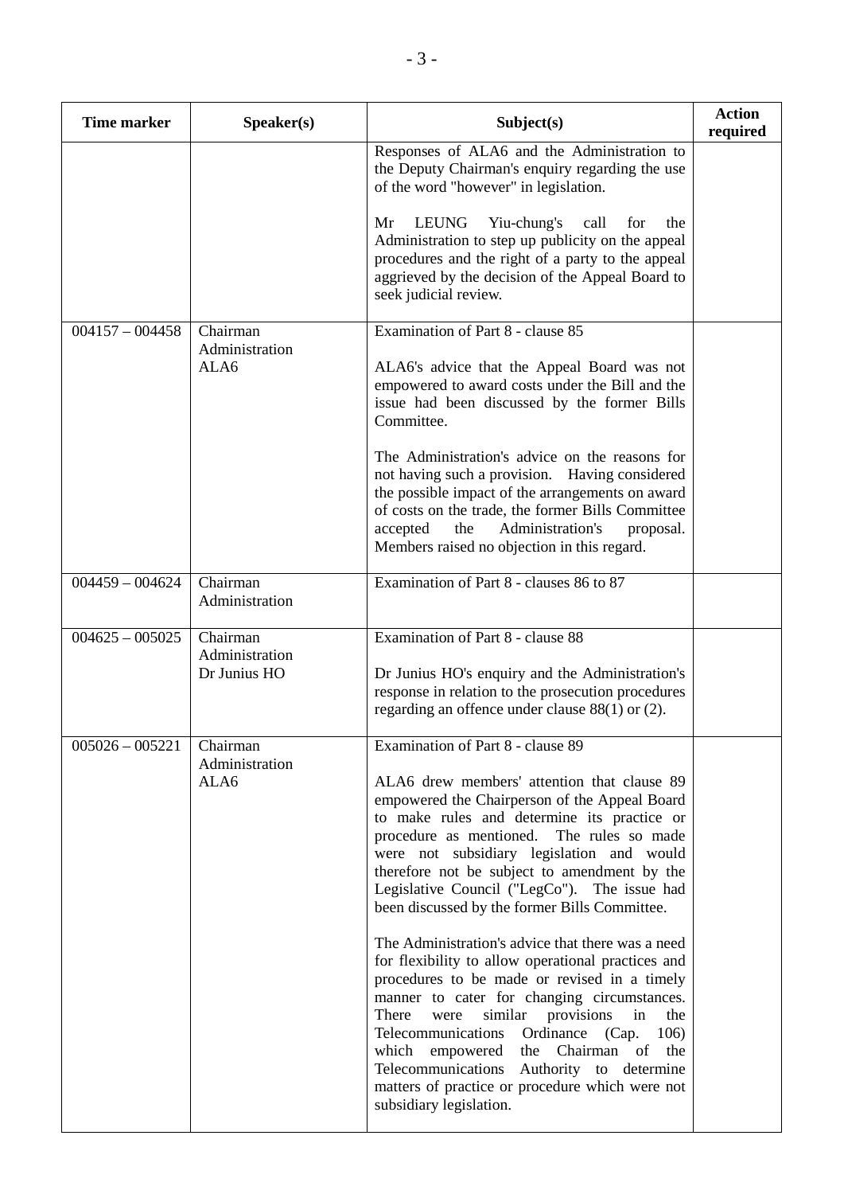| Time marker | Speaker(s) | Subject(s) | Action required |
|---|---|---|---|
| | | Responses of ALA6 and the Administration to the Deputy Chairman's enquiry regarding the use of the word "however" in legislation.<br><br>Mr LEUNG Yiu-chung's call for the Administration to step up publicity on the appeal procedures and the right of a party to the appeal aggrieved by the decision of the Appeal Board to seek judicial review. | |
| 004157 – 004458 | Chairman<br>Administration<br>ALA6 | Examination of Part 8 - clause 85<br><br>ALA6's advice that the Appeal Board was not empowered to award costs under the Bill and the issue had been discussed by the former Bills Committee.<br><br>The Administration's advice on the reasons for not having such a provision. Having considered the possible impact of the arrangements on award of costs on the trade, the former Bills Committee accepted the Administration's proposal. Members raised no objection in this regard. | |
| 004459 – 004624 | Chairman<br>Administration | Examination of Part 8 - clauses 86 to 87 | |
| 004625 – 005025 | Chairman<br>Administration<br>Dr Junius HO | Examination of Part 8 - clause 88<br><br>Dr Junius HO's enquiry and the Administration's response in relation to the prosecution procedures regarding an offence under clause 88(1) or (2). | |
| 005026 – 005221 | Chairman<br>Administration<br>ALA6 | Examination of Part 8 - clause 89<br><br>ALA6 drew members' attention that clause 89 empowered the Chairperson of the Appeal Board to make rules and determine its practice or procedure as mentioned. The rules so made were not subsidiary legislation and would therefore not be subject to amendment by the Legislative Council ("LegCo"). The issue had been discussed by the former Bills Committee.<br><br>The Administration's advice that there was a need for flexibility to allow operational practices and procedures to be made or revised in a timely manner to cater for changing circumstances. There were similar provisions in the Telecommunications Ordinance (Cap. 106) which empowered the Chairman of the Telecommunications Authority to determine matters of practice or procedure which were not subsidiary legislation. | |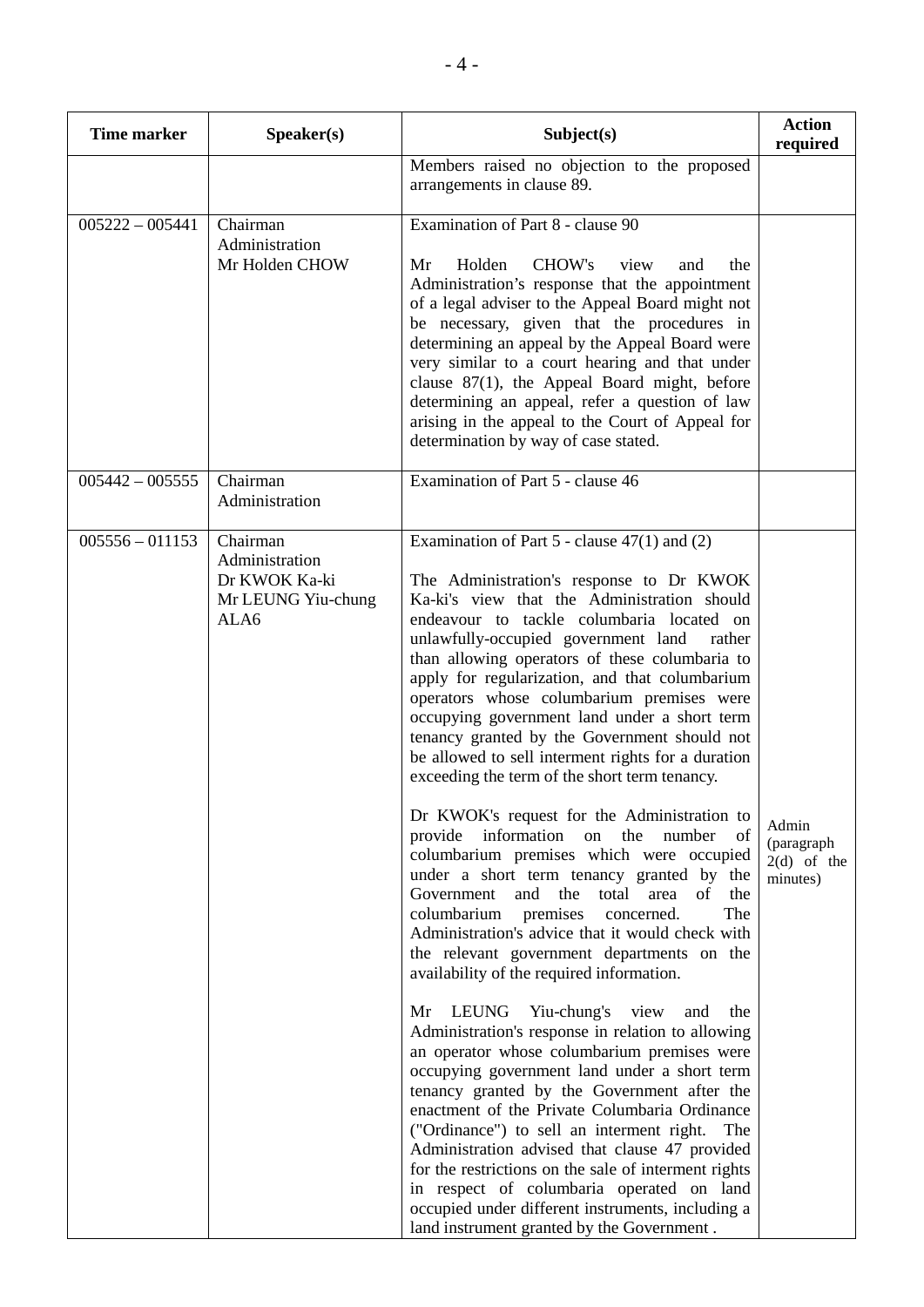| Time marker | Speaker(s) | Subject(s) | Action required |
|---|---|---|---|
| | | Members raised no objection to the proposed arrangements in clause 89. | |
| 005222 – 005441 | Chairman<br>Administration<br>Mr Holden CHOW | Examination of Part 8 - clause 90<br><br>Mr Holden CHOW's view and the Administration's response that the appointment of a legal adviser to the Appeal Board might not be necessary, given that the procedures in determining an appeal by the Appeal Board were very similar to a court hearing and that under clause 87(1), the Appeal Board might, before determining an appeal, refer a question of law arising in the appeal to the Court of Appeal for determination by way of case stated. | |
| 005442 – 005555 | Chairman<br>Administration | Examination of Part 5 - clause 46 | |
| 005556 – 011153 | Chairman<br>Administration<br>Dr KWOK Ka-ki<br>Mr LEUNG Yiu-chung<br>ALA6 | Examination of Part 5 - clause 47(1) and (2)<br><br>The Administration's response to Dr KWOK Ka-ki's view that the Administration should endeavour to tackle columbaria located on unlawfully-occupied government land rather than allowing operators of these columbaria to apply for regularization, and that columbarium operators whose columbarium premises were occupying government land under a short term tenancy granted by the Government should not be allowed to sell interment rights for a duration exceeding the term of the short term tenancy.<br><br>Dr KWOK's request for the Administration to provide information on the number of columbarium premises which were occupied under a short term tenancy granted by the Government and the total area of the columbarium premises concerned. The Administration's advice that it would check with the relevant government departments on the availability of the required information.<br><br>Mr LEUNG Yiu-chung's view and the Administration's response in relation to allowing an operator whose columbarium premises were occupying government land under a short term tenancy granted by the Government after the enactment of the Private Columbaria Ordinance ("Ordinance") to sell an interment right. The Administration advised that clause 47 provided for the restrictions on the sale of interment rights in respect of columbaria operated on land occupied under different instruments, including a land instrument granted by the Government . | Admin (paragraph 2(d) of the minutes) |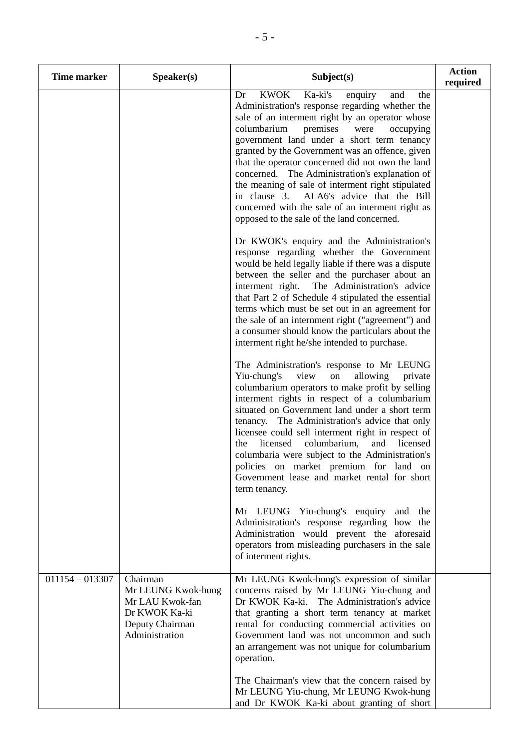| Time marker | Speaker(s) | Subject(s) | Action required |
|---|---|---|---|
| | | Dr KWOK Ka-ki's enquiry and the Administration's response regarding whether the sale of an interment right by an operator whose columbarium premises were occupying government land under a short term tenancy granted by the Government was an offence, given that the operator concerned did not own the land concerned. The Administration's explanation of the meaning of sale of interment right stipulated in clause 3. ALA6's advice that the Bill concerned with the sale of an interment right as opposed to the sale of the land concerned.<br><br>Dr KWOK's enquiry and the Administration's response regarding whether the Government would be held legally liable if there was a dispute between the seller and the purchaser about an interment right. The Administration's advice that Part 2 of Schedule 4 stipulated the essential terms which must be set out in an agreement for the sale of an internment right ("agreement") and a consumer should know the particulars about the interment right he/she intended to purchase.<br><br>The Administration's response to Mr LEUNG Yiu-chung's view on allowing private columbarium operators to make profit by selling interment rights in respect of a columbarium situated on Government land under a short term tenancy. The Administration's advice that only licensee could sell interment right in respect of the licensed columbarium, and licensed columbaria were subject to the Administration's policies on market premium for land on Government lease and market rental for short term tenancy.<br><br>Mr LEUNG Yiu-chung's enquiry and the Administration's response regarding how the Administration would prevent the aforesaid operators from misleading purchasers in the sale of interment rights. | |
| 011154 – 013307 | Chairman<br>Mr LEUNG Kwok-hung<br>Mr LAU Kwok-fan<br>Dr KWOK Ka-ki<br>Deputy Chairman<br>Administration | Mr LEUNG Kwok-hung's expression of similar concerns raised by Mr LEUNG Yiu-chung and Dr KWOK Ka-ki. The Administration's advice that granting a short term tenancy at market rental for conducting commercial activities on Government land was not uncommon and such an arrangement was not unique for columbarium operation.<br><br>The Chairman's view that the concern raised by Mr LEUNG Yiu-chung, Mr LEUNG Kwok-hung and Dr KWOK Ka-ki about granting of short | |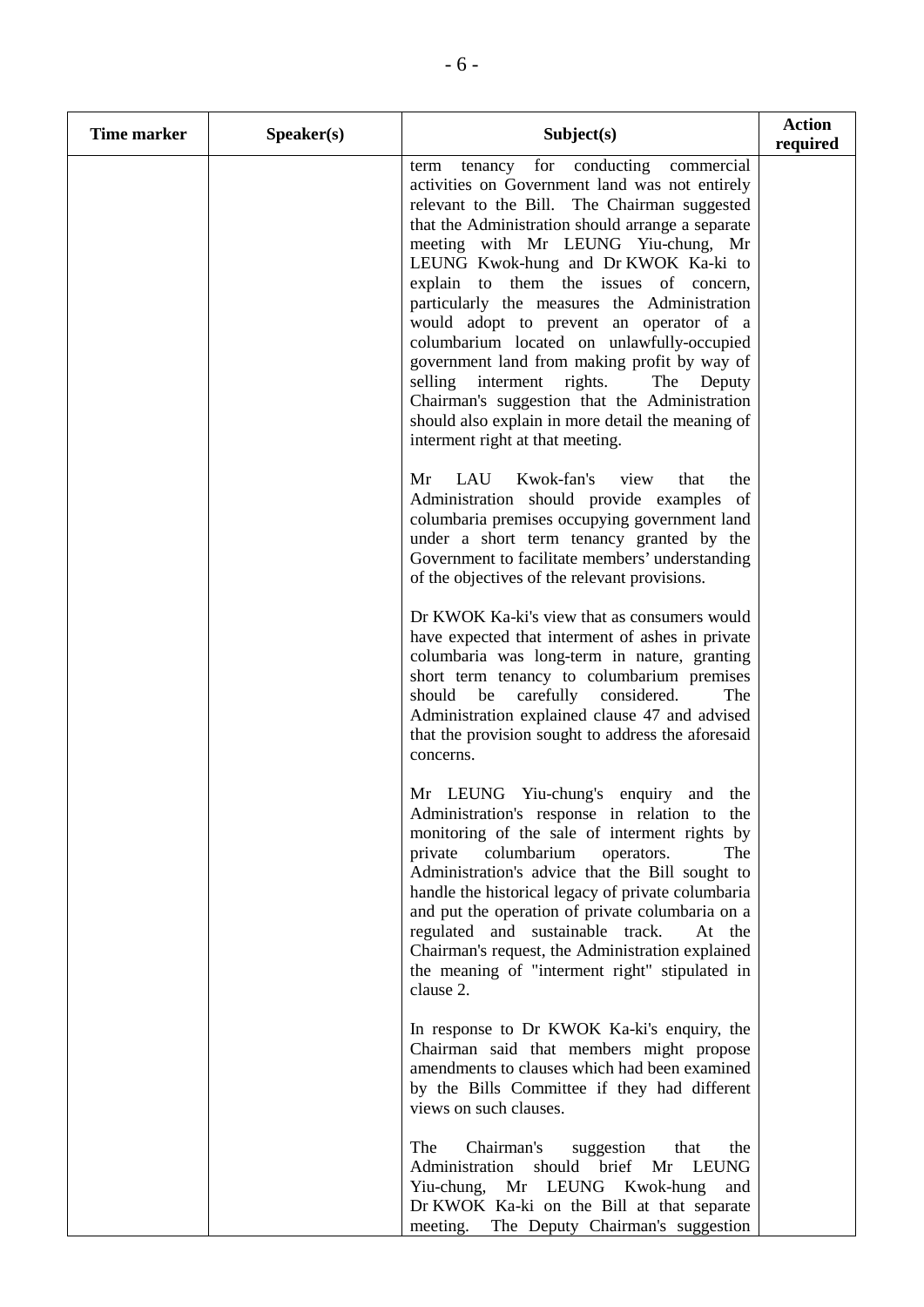| Time marker | Speaker(s) | Subject(s) | Action required |
|---|---|---|---|
| | | term tenancy for conducting commercial activities on Government land was not entirely relevant to the Bill. The Chairman suggested that the Administration should arrange a separate meeting with Mr LEUNG Yiu-chung, Mr LEUNG Kwok-hung and Dr KWOK Ka-ki to explain to them the issues of concern, particularly the measures the Administration would adopt to prevent an operator of a columbarium located on unlawfully-occupied government land from making profit by way of selling interment rights. The Deputy Chairman's suggestion that the Administration should also explain in more detail the meaning of interment right at that meeting.<br><br>Mr LAU Kwok-fan's view that the Administration should provide examples of columbaria premises occupying government land under a short term tenancy granted by the Government to facilitate members' understanding of the objectives of the relevant provisions.<br><br>Dr KWOK Ka-ki's view that as consumers would have expected that interment of ashes in private columbaria was long-term in nature, granting short term tenancy to columbarium premises should be carefully considered. The Administration explained clause 47 and advised that the provision sought to address the aforesaid concerns.<br><br>Mr LEUNG Yiu-chung's enquiry and the Administration's response in relation to the monitoring of the sale of interment rights by private columbarium operators. The Administration's advice that the Bill sought to handle the historical legacy of private columbaria and put the operation of private columbaria on a regulated and sustainable track. At the Chairman's request, the Administration explained the meaning of "interment right" stipulated in clause 2.<br><br>In response to Dr KWOK Ka-ki's enquiry, the Chairman said that members might propose amendments to clauses which had been examined by the Bills Committee if they had different views on such clauses.<br><br>The Chairman's suggestion that the Administration should brief Mr LEUNG Yiu-chung, Mr LEUNG Kwok-hung and Dr KWOK Ka-ki on the Bill at that separate meeting. The Deputy Chairman's suggestion | |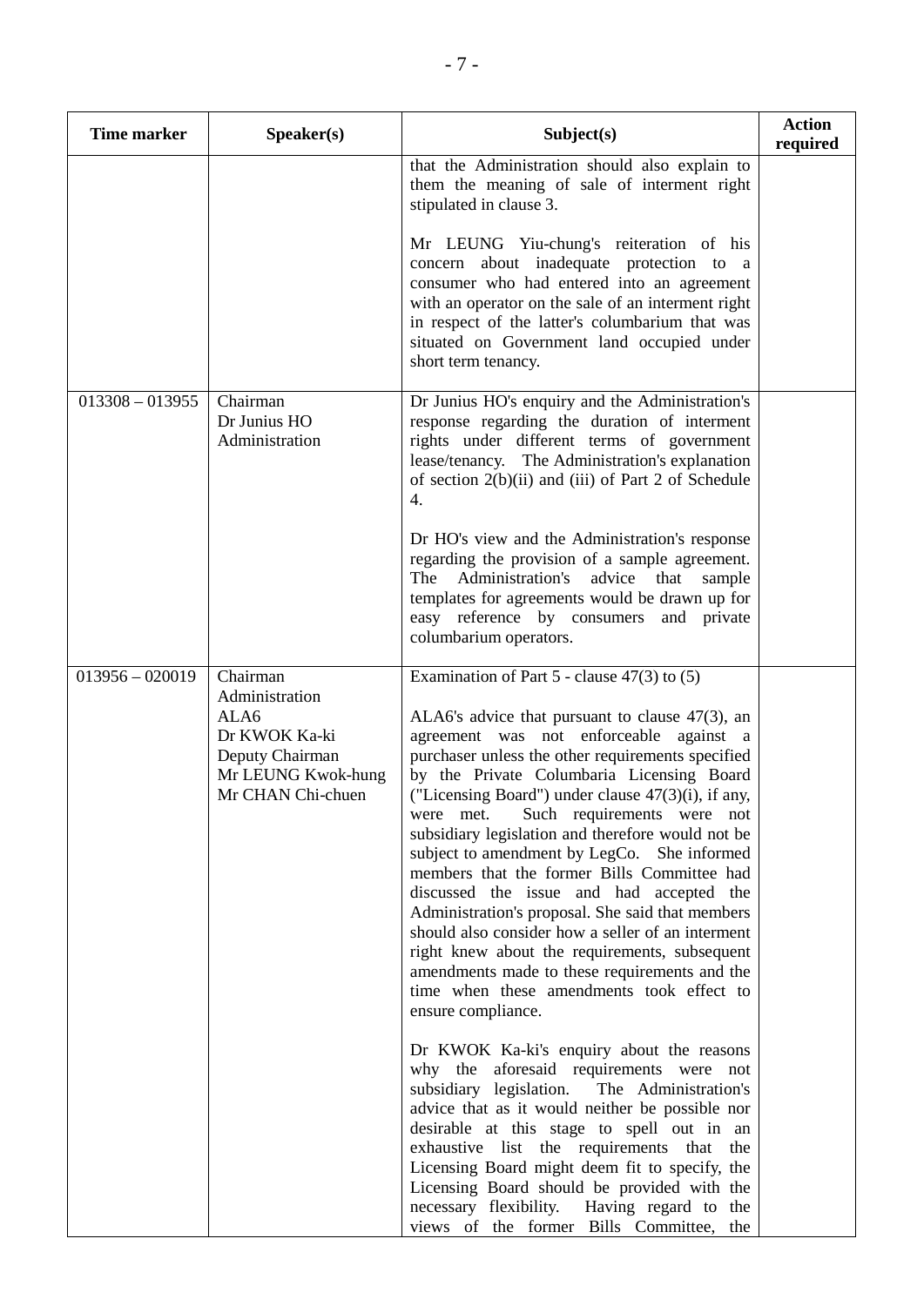| Time marker | Speaker(s) | Subject(s) | Action required |
|---|---|---|---|
| | | that the Administration should also explain to them the meaning of sale of interment right stipulated in clause 3.<br><br>Mr LEUNG Yiu-chung's reiteration of his concern about inadequate protection to a consumer who had entered into an agreement with an operator on the sale of an interment right in respect of the latter's columbarium that was situated on Government land occupied under short term tenancy. | |
| 013308 – 013955 | Chairman<br>Dr Junius HO<br>Administration | Dr Junius HO's enquiry and the Administration's response regarding the duration of interment rights under different terms of government lease/tenancy. The Administration's explanation of section 2(b)(ii) and (iii) of Part 2 of Schedule 4.<br><br>Dr HO's view and the Administration's response regarding the provision of a sample agreement. The Administration's advice that sample templates for agreements would be drawn up for easy reference by consumers and private columbarium operators. | |
| 013956 – 020019 | Chairman<br>Administration<br>ALA6<br>Dr KWOK Ka-ki<br>Deputy Chairman<br>Mr LEUNG Kwok-hung<br>Mr CHAN Chi-chuen | Examination of Part 5 - clause 47(3) to (5)<br><br>ALA6's advice that pursuant to clause 47(3), an agreement was not enforceable against a purchaser unless the other requirements specified by the Private Columbaria Licensing Board ("Licensing Board") under clause 47(3)(i), if any, were met. Such requirements were not subsidiary legislation and therefore would not be subject to amendment by LegCo. She informed members that the former Bills Committee had discussed the issue and had accepted the Administration's proposal. She said that members should also consider how a seller of an interment right knew about the requirements, subsequent amendments made to these requirements and the time when these amendments took effect to ensure compliance.<br><br>Dr KWOK Ka-ki's enquiry about the reasons why the aforesaid requirements were not subsidiary legislation. The Administration's advice that as it would neither be possible nor desirable at this stage to spell out in an exhaustive list the requirements that the Licensing Board might deem fit to specify, the Licensing Board should be provided with the necessary flexibility. Having regard to the views of the former Bills Committee, the | |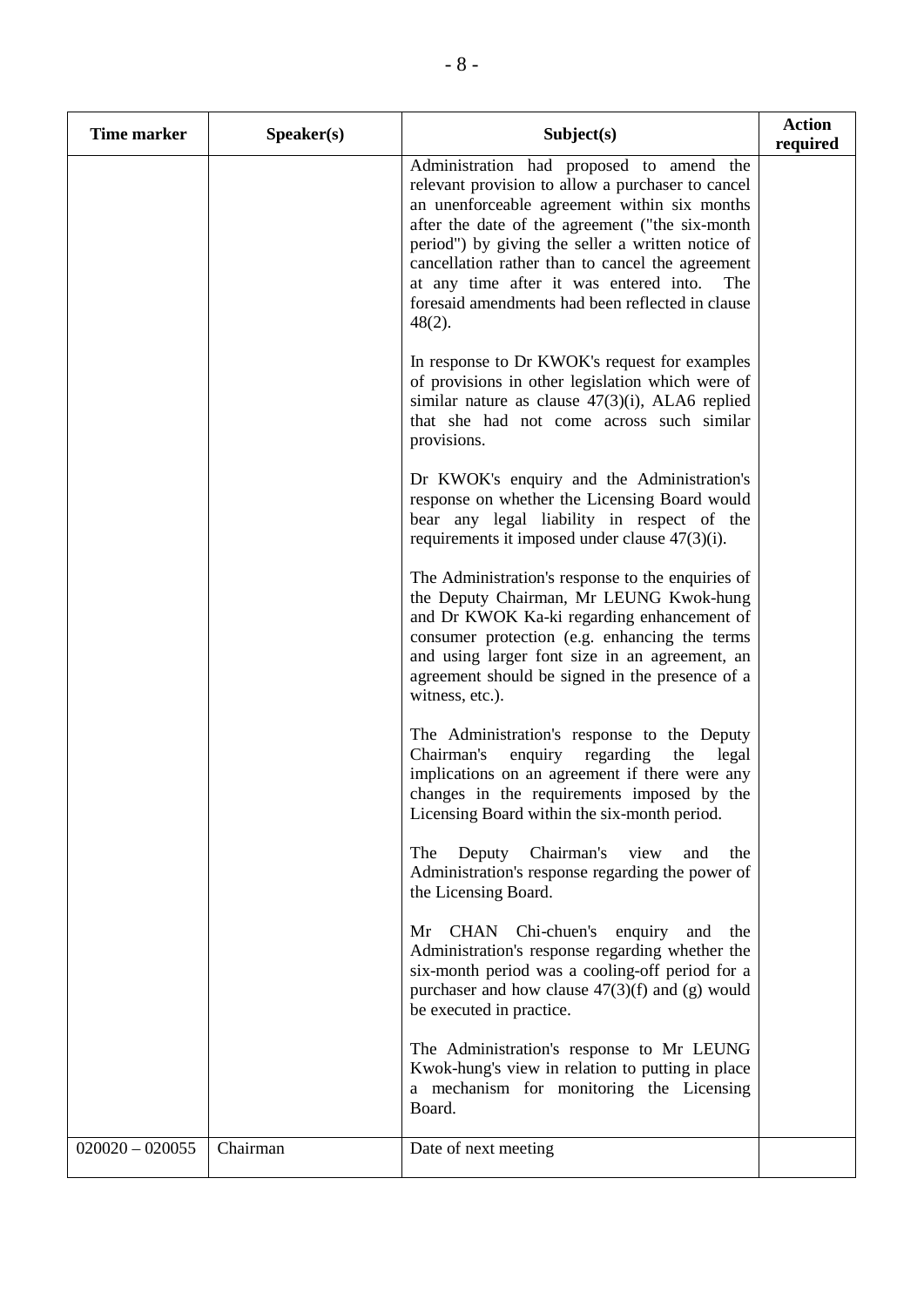| Time marker | Speaker(s) | Subject(s) | Action required |
|---|---|---|---|
| | | Administration had proposed to amend the relevant provision to allow a purchaser to cancel an unenforceable agreement within six months after the date of the agreement ("the six-month period") by giving the seller a written notice of cancellation rather than to cancel the agreement at any time after it was entered into. The foresaid amendments had been reflected in clause 48(2).<br><br>In response to Dr KWOK's request for examples of provisions in other legislation which were of similar nature as clause 47(3)(i), ALA6 replied that she had not come across such similar provisions.<br><br>Dr KWOK's enquiry and the Administration's response on whether the Licensing Board would bear any legal liability in respect of the requirements it imposed under clause 47(3)(i).<br><br>The Administration's response to the enquiries of the Deputy Chairman, Mr LEUNG Kwok-hung and Dr KWOK Ka-ki regarding enhancement of consumer protection (e.g. enhancing the terms and using larger font size in an agreement, an agreement should be signed in the presence of a witness, etc.).<br><br>The Administration's response to the Deputy Chairman's enquiry regarding the legal implications on an agreement if there were any changes in the requirements imposed by the Licensing Board within the six-month period.<br><br>The Deputy Chairman's view and the Administration's response regarding the power of the Licensing Board.<br><br>Mr CHAN Chi-chuen's enquiry and the Administration's response regarding whether the six-month period was a cooling-off period for a purchaser and how clause 47(3)(f) and (g) would be executed in practice.<br><br>The Administration's response to Mr LEUNG Kwok-hung's view in relation to putting in place a mechanism for monitoring the Licensing Board. | |
| 020020 – 020055 | Chairman | Date of next meeting | |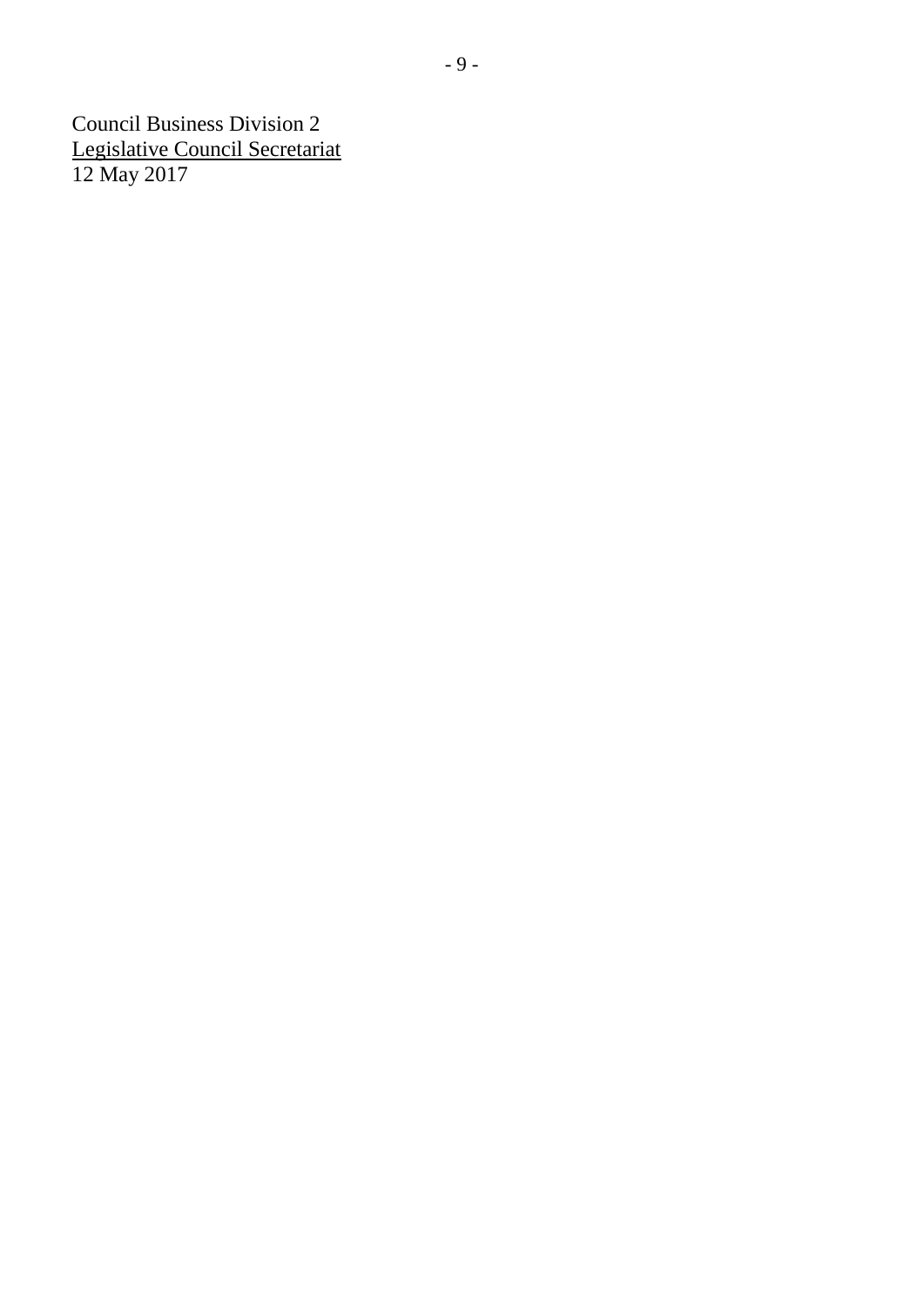Council Business Division 2
Legislative Council Secretariat
12 May 2017